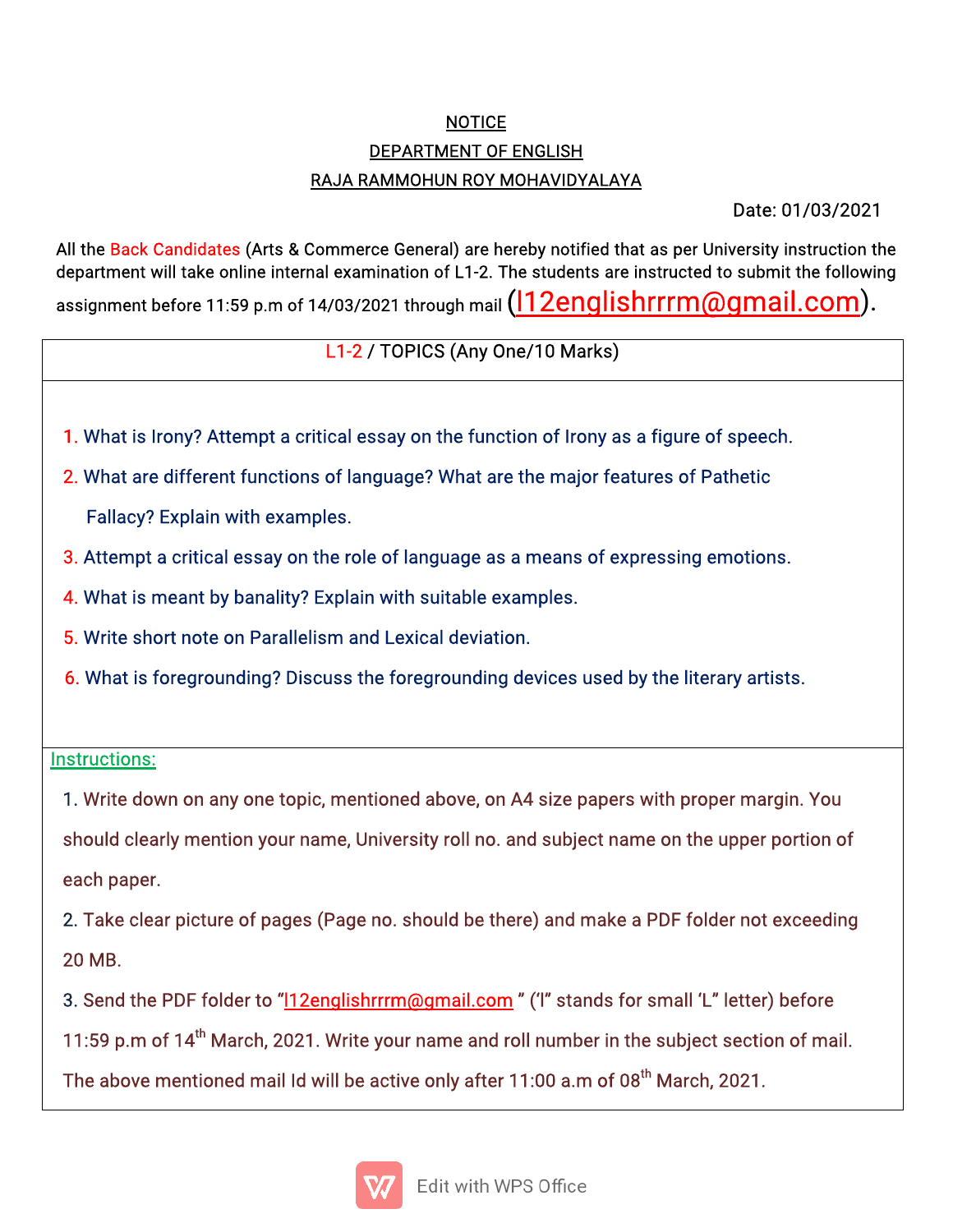# NOTICE

## DEPARTMENT OF ENGLISH

## RAJA RAMMOHUN ROY MOHAVIDYALAYA

Date: 01/03/2021

All the Back Candidates (Arts & Commerce General) are hereby notified that as per University instruction the department will take online internal examination of L1-2. The students are instructed to submit the following assignment before 11:59 p.m of 14/03/2021 through mail (l12englishrrrm@gmail.com).

| L1-2 / TOPICS (Any One/10 Marks) |
|---|
| 1. What is Irony? Attempt a critical essay on the function of Irony as a figure of speech.<br>2. What are different functions of language? What are the major features of Pathetic Fallacy? Explain with examples.<br>3. Attempt a critical essay on the role of language as a means of expressing emotions.<br>4. What is meant by banality? Explain with suitable examples.<br>5. Write short note on Parallelism and Lexical deviation.<br>6. What is foregrounding? Discuss the foregrounding devices used by the literary artists. |

**Instructions:**

1. Write down on any one topic, mentioned above, on A4 size papers with proper margin. You should clearly mention your name, University roll no. and subject name on the upper portion of each paper.
2. Take clear picture of pages (Page no. should be there) and make a PDF folder not exceeding 20 MB.
3. Send the PDF folder to "l12englishrrrm@gmail.com " ('l" stands for small 'L" letter) before 11:59 p.m of 14th March, 2021. Write your name and roll number in the subject section of mail. The above mentioned mail Id will be active only after 11:00 a.m of 08th March, 2021.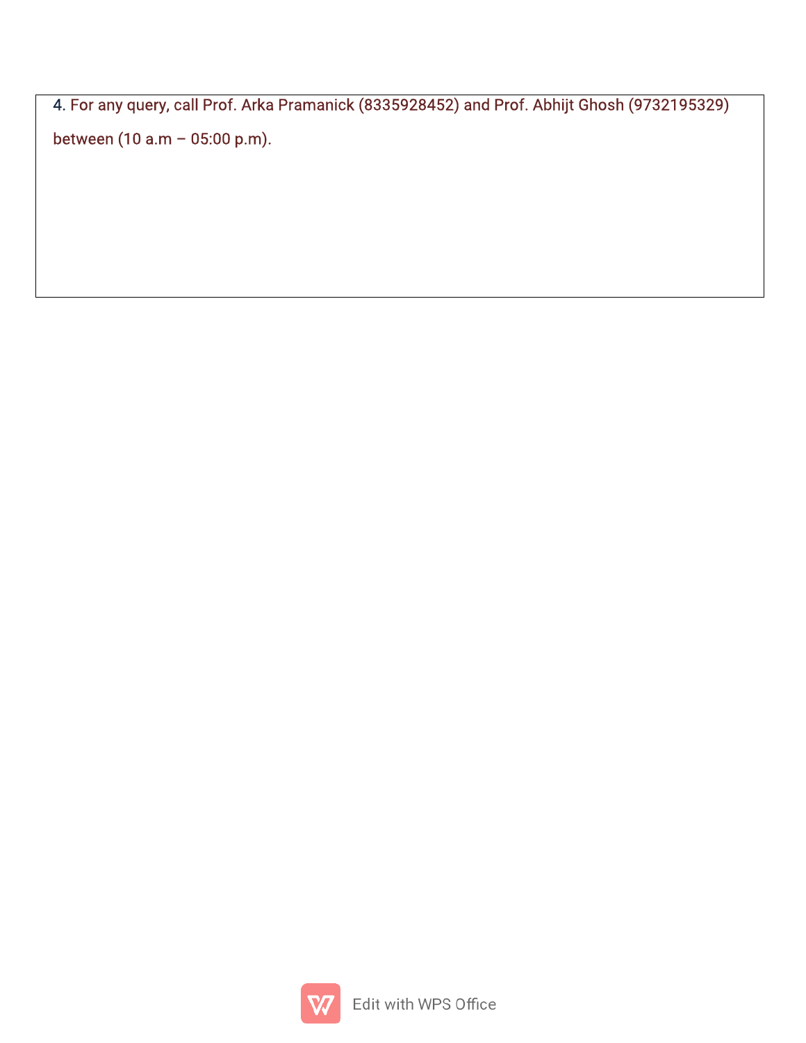4. For any query, call Prof. Arka Pramanick (8335928452) and Prof. Abhijt Ghosh (9732195329) between (10 a.m – 05:00 p.m).